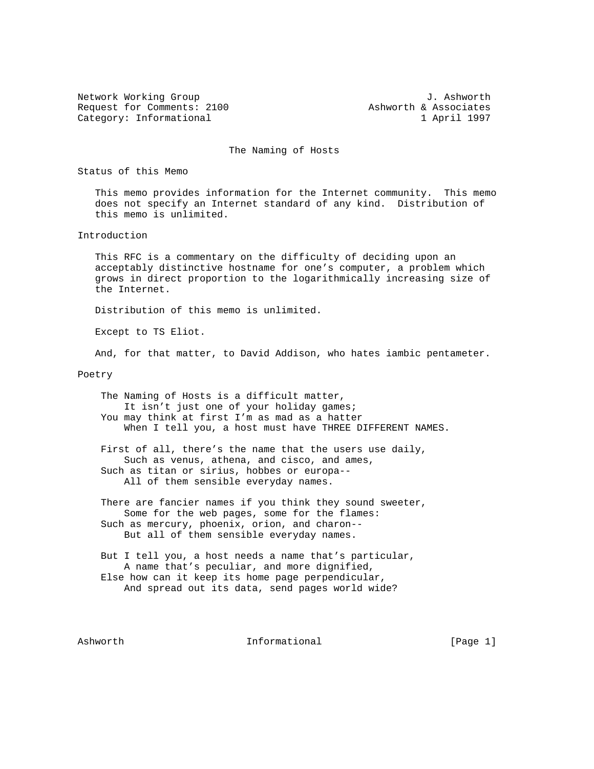Network Working Group J. Ashworth
Request for Comments: 2100 Ashworth & Associates
Category: Informational 1 April 1997

# The Naming of Hosts

## Status of this Memo

This memo provides information for the Internet community. This memo does not specify an Internet standard of any kind. Distribution of this memo is unlimited.

## Introduction

This RFC is a commentary on the difficulty of deciding upon an acceptably distinctive hostname for one's computer, a problem which grows in direct proportion to the logarithmically increasing size of the Internet.

Distribution of this memo is unlimited.

Except to TS Eliot.

And, for that matter, to David Addison, who hates iambic pentameter.

## Poetry

```
The Naming of Hosts is a difficult matter,
    It isn't just one of your holiday games;
You may think at first I'm as mad as a hatter
    When I tell you, a host must have THREE DIFFERENT NAMES.

First of all, there's the name that the users use daily,
    Such as venus, athena, and cisco, and ames,
Such as titan or sirius, hobbes or europa--
    All of them sensible everyday names.

There are fancier names if you think they sound sweeter,
    Some for the web pages, some for the flames:
Such as mercury, phoenix, orion, and charon--
    But all of them sensible everyday names.

But I tell you, a host needs a name that's particular,
    A name that's peculiar, and more dignified,
Else how can it keep its home page perpendicular,
    And spread out its data, send pages world wide?
```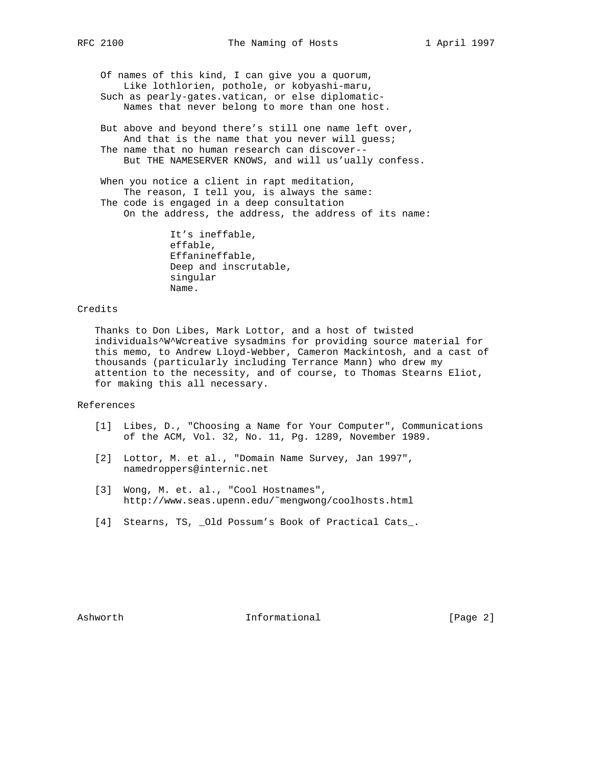Of names of this kind, I can give you a quorum,
    Like lothlorien, pothole, or kobyashi-maru,
Such as pearly-gates.vatican, or else diplomatic-
    Names that never belong to more than one host.

But above and beyond there's still one name left over,
    And that is the name that you never will guess;
The name that no human research can discover--
    But THE NAMESERVER KNOWS, and will us'ually confess.

When you notice a client in rapt meditation,
    The reason, I tell you, is always the same:
The code is engaged in a deep consultation
    On the address, the address, the address of its name:

            It's ineffable,
            effable,
            Effanineffable,
            Deep and inscrutable,
            singular
            Name.

## Credits

Thanks to Don Libes, Mark Lottor, and a host of twisted individuals^W^Wcreative sysadmins for providing source material for this memo, to Andrew Lloyd-Webber, Cameron Mackintosh, and a cast of thousands (particularly including Terrance Mann) who drew my attention to the necessity, and of course, to Thomas Stearns Eliot, for making this all necessary.

## References

[1] Libes, D., "Choosing a Name for Your Computer", Communications of the ACM, Vol. 32, No. 11, Pg. 1289, November 1989.

[2] Lottor, M. et al., "Domain Name Survey, Jan 1997", namedroppers@internic.net

[3] Wong, M. et. al., "Cool Hostnames", http://www.seas.upenn.edu/~mengwong/coolhosts.html

[4] Stearns, TS, _Old Possum's Book of Practical Cats_.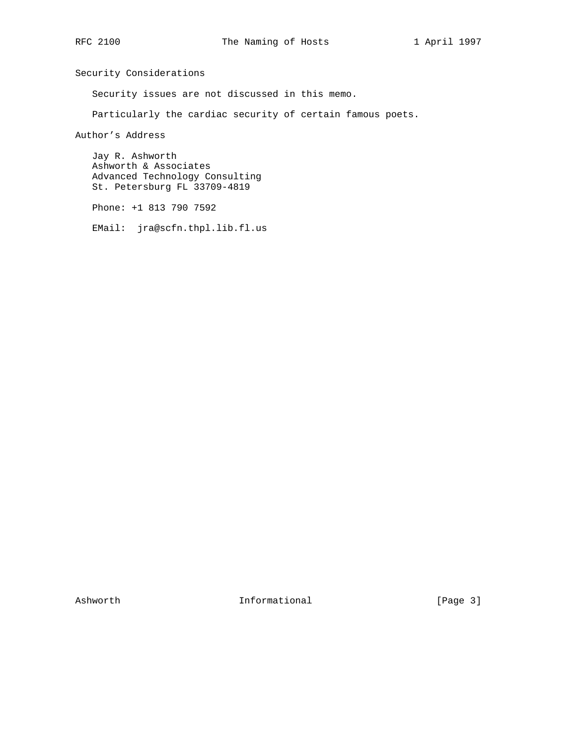## Security Considerations

Security issues are not discussed in this memo.

Particularly the cardiac security of certain famous poets.

## Author’s Address

Jay R. Ashworth
Ashworth & Associates
Advanced Technology Consulting
St. Petersburg FL 33709-4819

Phone: +1 813 790 7592

EMail: jra@scfn.thpl.lib.fl.us